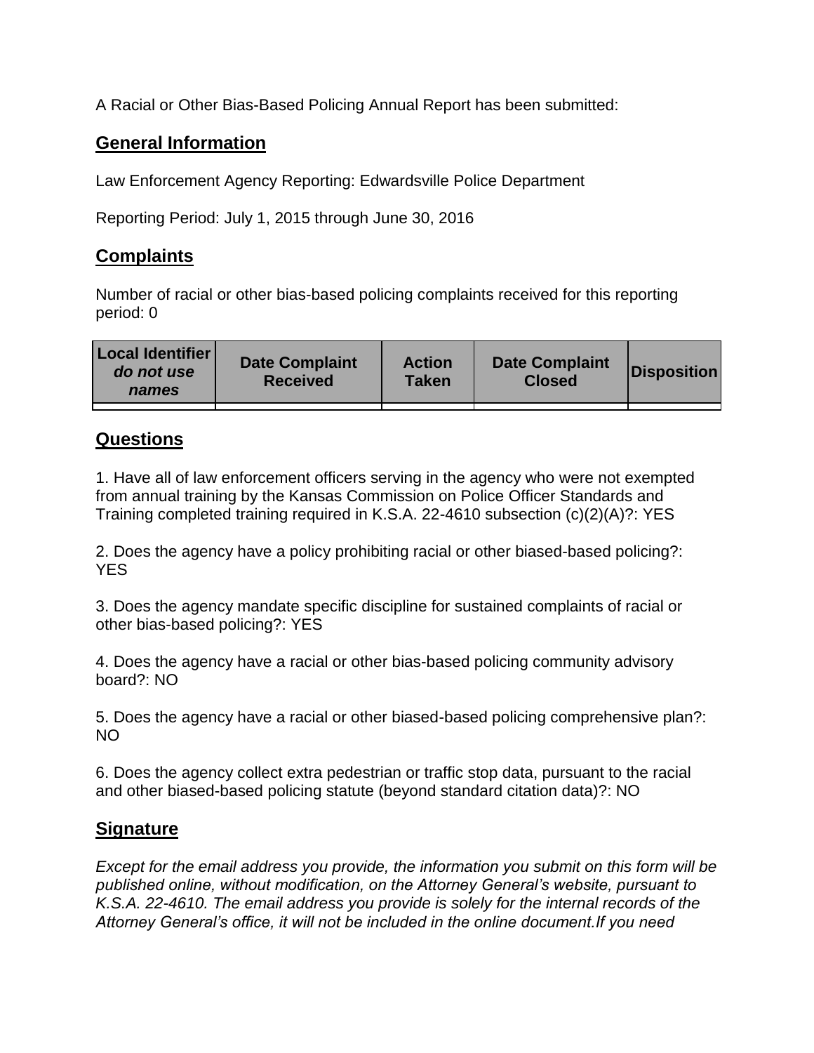A Racial or Other Bias-Based Policing Annual Report has been submitted:

## General Information

Law Enforcement Agency Reporting: Edwardsville Police Department

Reporting Period: July 1, 2015 through June 30, 2016

## Complaints

Number of racial or other bias-based policing complaints received for this reporting period: 0

| Local Identifier *do not use names* | Date Complaint Received | Action Taken | Date Complaint Closed | Disposition |
|---|---|---|---|---|
| | | | | |

## Questions

1. Have all of law enforcement officers serving in the agency who were not exempted from annual training by the Kansas Commission on Police Officer Standards and Training completed training required in K.S.A. 22-4610 subsection (c)(2)(A)?: YES

2. Does the agency have a policy prohibiting racial or other biased-based policing?: YES

3. Does the agency mandate specific discipline for sustained complaints of racial or other bias-based policing?: YES

4. Does the agency have a racial or other bias-based policing community advisory board?: NO

5. Does the agency have a racial or other biased-based policing comprehensive plan?: NO

6. Does the agency collect extra pedestrian or traffic stop data, pursuant to the racial and other biased-based policing statute (beyond standard citation data)?: NO

## Signature

*Except for the email address you provide, the information you submit on this form will be published online, without modification, on the Attorney General's website, pursuant to K.S.A. 22-4610. The email address you provide is solely for the internal records of the Attorney General's office, it will not be included in the online document.If you need*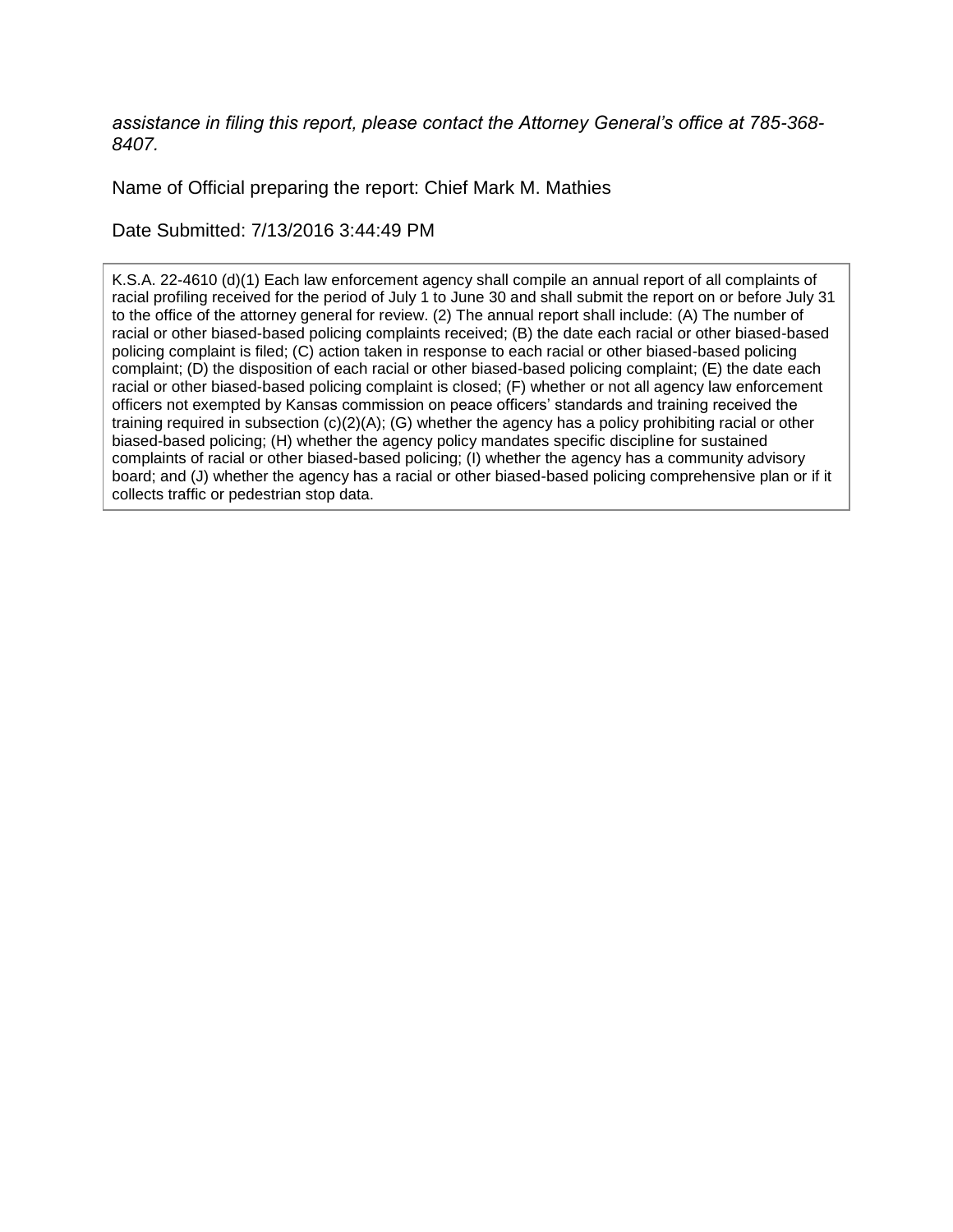*assistance in filing this report, please contact the Attorney General's office at 785-368-8407.*

Name of Official preparing the report: Chief Mark M. Mathies

Date Submitted: 7/13/2016 3:44:49 PM

K.S.A. 22-4610 (d)(1) Each law enforcement agency shall compile an annual report of all complaints of racial profiling received for the period of July 1 to June 30 and shall submit the report on or before July 31 to the office of the attorney general for review. (2) The annual report shall include: (A) The number of racial or other biased-based policing complaints received; (B) the date each racial or other biased-based policing complaint is filed; (C) action taken in response to each racial or other biased-based policing complaint; (D) the disposition of each racial or other biased-based policing complaint; (E) the date each racial or other biased-based policing complaint is closed; (F) whether or not all agency law enforcement officers not exempted by Kansas commission on peace officers' standards and training received the training required in subsection (c)(2)(A); (G) whether the agency has a policy prohibiting racial or other biased-based policing; (H) whether the agency policy mandates specific discipline for sustained complaints of racial or other biased-based policing; (I) whether the agency has a community advisory board; and (J) whether the agency has a racial or other biased-based policing comprehensive plan or if it collects traffic or pedestrian stop data.